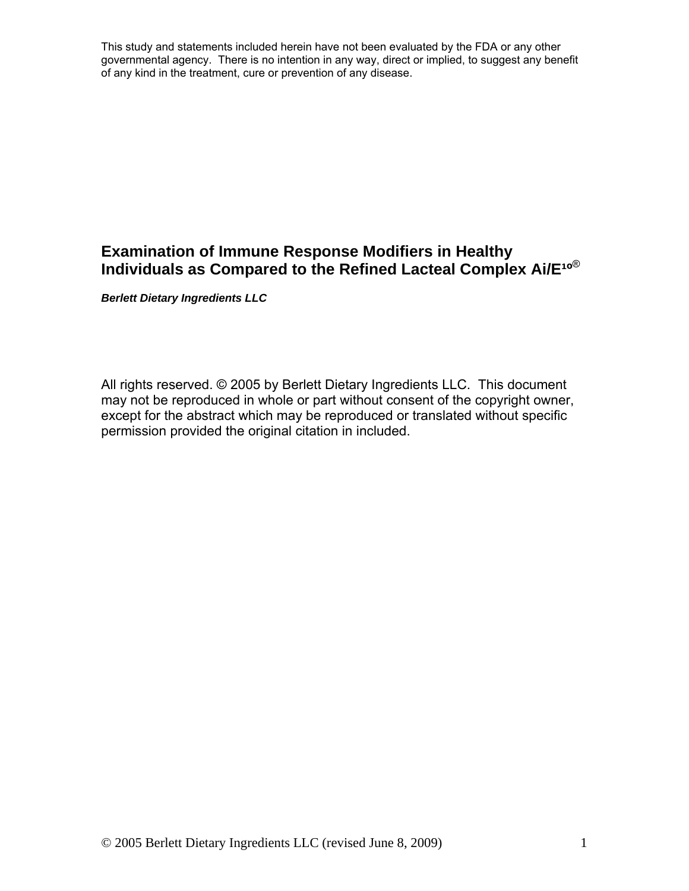This study and statements included herein have not been evaluated by the FDA or any other governmental agency. There is no intention in any way, direct or implied, to suggest any benefit of any kind in the treatment, cure or prevention of any disease.

# Examination of Immune Response Modifiers in Healthy Individuals as Compared to the Refined Lacteal Complex Ai/E¹⁰®

***Berlett Dietary Ingredients LLC***

All rights reserved. © 2005 by Berlett Dietary Ingredients LLC. This document may not be reproduced in whole or part without consent of the copyright owner, except for the abstract which may be reproduced or translated without specific permission provided the original citation in included.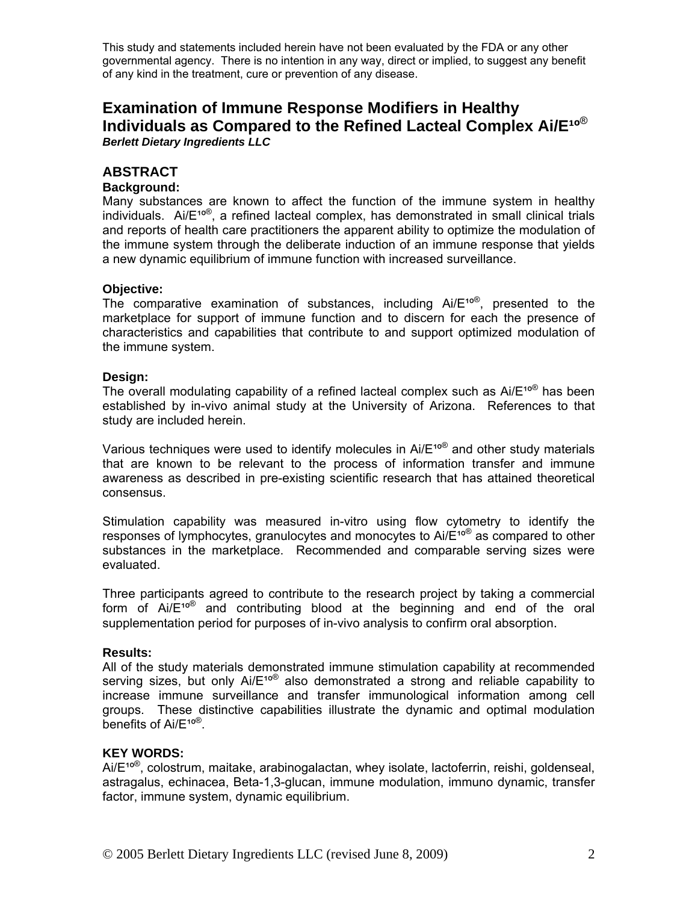This study and statements included herein have not been evaluated by the FDA or any other governmental agency. There is no intention in any way, direct or implied, to suggest any benefit of any kind in the treatment, cure or prevention of any disease.

# Examination of Immune Response Modifiers in Healthy Individuals as Compared to the Refined Lacteal Complex Ai/E¹º®

***Berlett Dietary Ingredients LLC***

## ABSTRACT

### Background:

Many substances are known to affect the function of the immune system in healthy individuals. Ai/E¹º®, a refined lacteal complex, has demonstrated in small clinical trials and reports of health care practitioners the apparent ability to optimize the modulation of the immune system through the deliberate induction of an immune response that yields a new dynamic equilibrium of immune function with increased surveillance.

### Objective:

The comparative examination of substances, including Ai/E¹º®, presented to the marketplace for support of immune function and to discern for each the presence of characteristics and capabilities that contribute to and support optimized modulation of the immune system.

### Design:

The overall modulating capability of a refined lacteal complex such as Ai/E¹º® has been established by in-vivo animal study at the University of Arizona. References to that study are included herein.

Various techniques were used to identify molecules in Ai/E¹º® and other study materials that are known to be relevant to the process of information transfer and immune awareness as described in pre-existing scientific research that has attained theoretical consensus.

Stimulation capability was measured in-vitro using flow cytometry to identify the responses of lymphocytes, granulocytes and monocytes to Ai/E¹º® as compared to other substances in the marketplace. Recommended and comparable serving sizes were evaluated.

Three participants agreed to contribute to the research project by taking a commercial form of Ai/E¹º® and contributing blood at the beginning and end of the oral supplementation period for purposes of in-vivo analysis to confirm oral absorption.

### Results:

All of the study materials demonstrated immune stimulation capability at recommended serving sizes, but only Ai/E¹º® also demonstrated a strong and reliable capability to increase immune surveillance and transfer immunological information among cell groups. These distinctive capabilities illustrate the dynamic and optimal modulation benefits of Ai/E¹º®.

### KEY WORDS:

Ai/E¹º®, colostrum, maitake, arabinogalactan, whey isolate, lactoferrin, reishi, goldenseal, astragalus, echinacea, Beta-1,3-glucan, immune modulation, immuno dynamic, transfer factor, immune system, dynamic equilibrium.

© 2005 Berlett Dietary Ingredients LLC (revised June 8, 2009)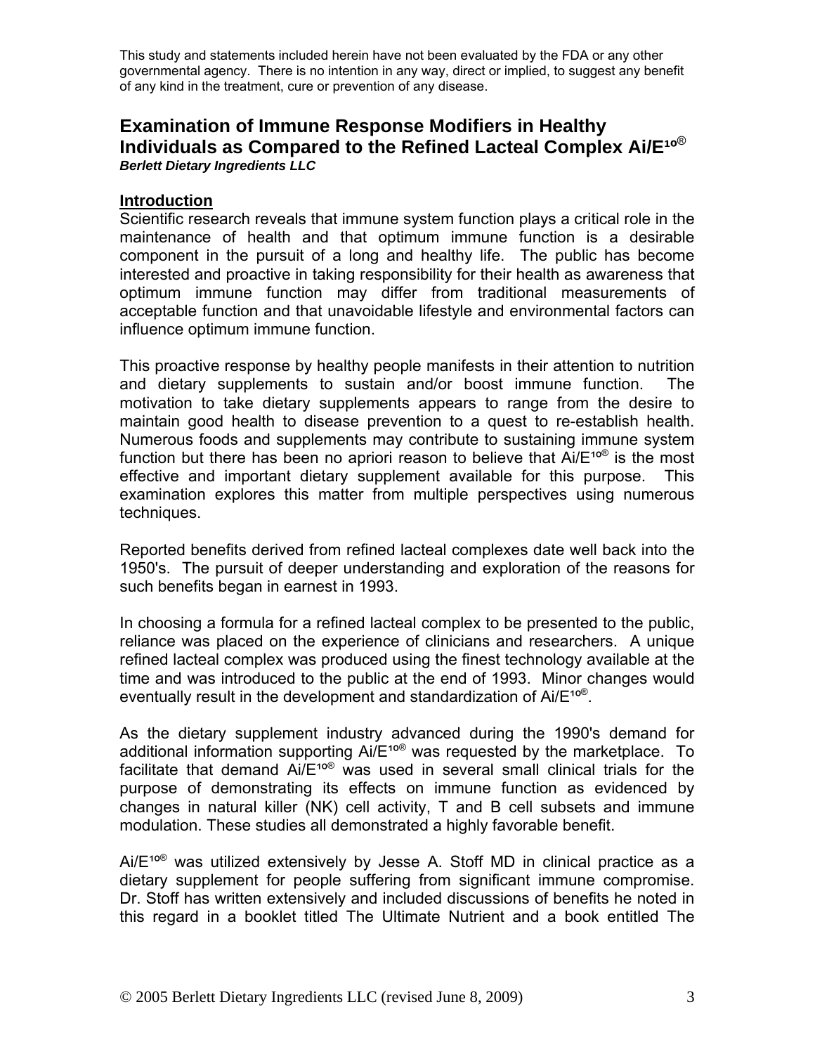This study and statements included herein have not been evaluated by the FDA or any other governmental agency. There is no intention in any way, direct or implied, to suggest any benefit of any kind in the treatment, cure or prevention of any disease.

# Examination of Immune Response Modifiers in Healthy Individuals as Compared to the Refined Lacteal Complex Ai/E¹º®

***Berlett Dietary Ingredients LLC***

## Introduction

Scientific research reveals that immune system function plays a critical role in the maintenance of health and that optimum immune function is a desirable component in the pursuit of a long and healthy life. The public has become interested and proactive in taking responsibility for their health as awareness that optimum immune function may differ from traditional measurements of acceptable function and that unavoidable lifestyle and environmental factors can influence optimum immune function.

This proactive response by healthy people manifests in their attention to nutrition and dietary supplements to sustain and/or boost immune function. The motivation to take dietary supplements appears to range from the desire to maintain good health to disease prevention to a quest to re-establish health. Numerous foods and supplements may contribute to sustaining immune system function but there has been no apriori reason to believe that Ai/E¹º® is the most effective and important dietary supplement available for this purpose. This examination explores this matter from multiple perspectives using numerous techniques.

Reported benefits derived from refined lacteal complexes date well back into the 1950's. The pursuit of deeper understanding and exploration of the reasons for such benefits began in earnest in 1993.

In choosing a formula for a refined lacteal complex to be presented to the public, reliance was placed on the experience of clinicians and researchers. A unique refined lacteal complex was produced using the finest technology available at the time and was introduced to the public at the end of 1993. Minor changes would eventually result in the development and standardization of Ai/E¹º®.

As the dietary supplement industry advanced during the 1990's demand for additional information supporting Ai/E¹º® was requested by the marketplace. To facilitate that demand Ai/E¹º® was used in several small clinical trials for the purpose of demonstrating its effects on immune function as evidenced by changes in natural killer (NK) cell activity, T and B cell subsets and immune modulation. These studies all demonstrated a highly favorable benefit.

Ai/E¹º® was utilized extensively by Jesse A. Stoff MD in clinical practice as a dietary supplement for people suffering from significant immune compromise. Dr. Stoff has written extensively and included discussions of benefits he noted in this regard in a booklet titled The Ultimate Nutrient and a book entitled The

© 2005 Berlett Dietary Ingredients LLC (revised June 8, 2009)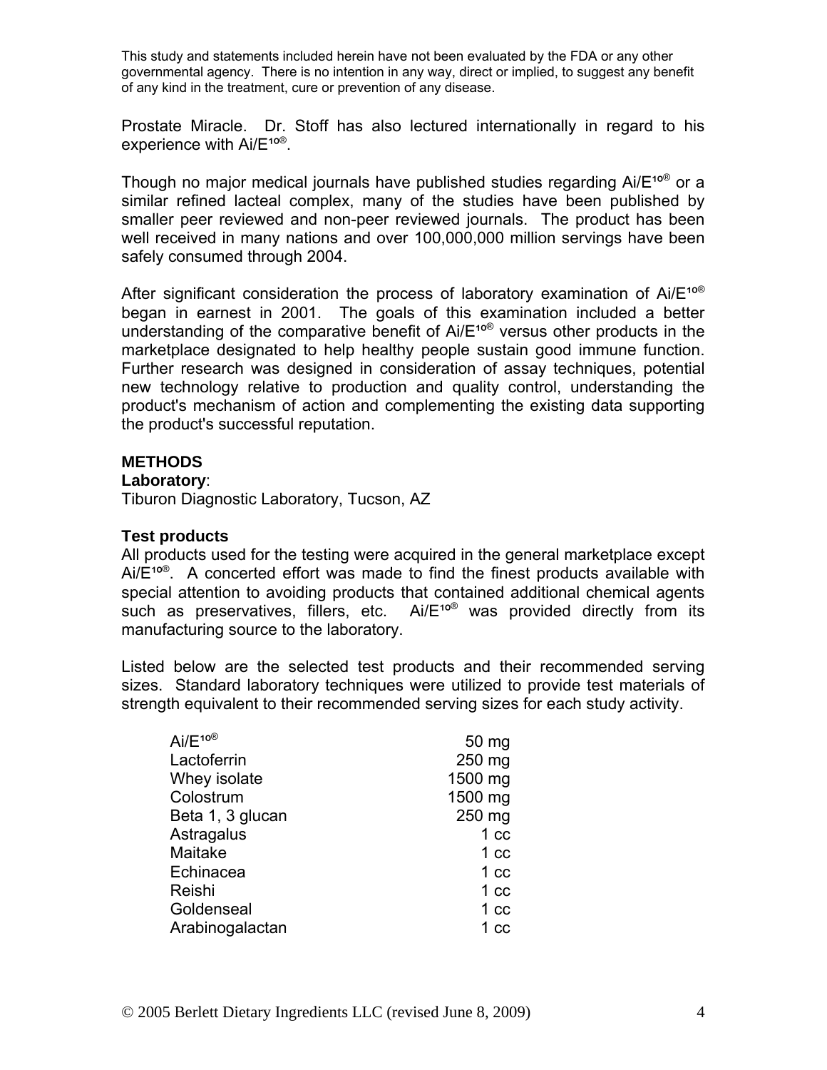This study and statements included herein have not been evaluated by the FDA or any other governmental agency. There is no intention in any way, direct or implied, to suggest any benefit of any kind in the treatment, cure or prevention of any disease.

Prostate Miracle. Dr. Stoff has also lectured internationally in regard to his experience with Ai/E¹⁰®.

Though no major medical journals have published studies regarding Ai/E¹⁰® or a similar refined lacteal complex, many of the studies have been published by smaller peer reviewed and non-peer reviewed journals. The product has been well received in many nations and over 100,000,000 million servings have been safely consumed through 2004.

After significant consideration the process of laboratory examination of Ai/E¹⁰® began in earnest in 2001. The goals of this examination included a better understanding of the comparative benefit of Ai/E¹⁰® versus other products in the marketplace designated to help healthy people sustain good immune function. Further research was designed in consideration of assay techniques, potential new technology relative to production and quality control, understanding the product's mechanism of action and complementing the existing data supporting the product's successful reputation.

## METHODS

**Laboratory**:
Tiburon Diagnostic Laboratory, Tucson, AZ

**Test products**

All products used for the testing were acquired in the general marketplace except Ai/E¹⁰®. A concerted effort was made to find the finest products available with special attention to avoiding products that contained additional chemical agents such as preservatives, fillers, etc. Ai/E¹⁰® was provided directly from its manufacturing source to the laboratory.

Listed below are the selected test products and their recommended serving sizes. Standard laboratory techniques were utilized to provide test materials of strength equivalent to their recommended serving sizes for each study activity.

| Product | Serving size |
|---|---|
| Ai/E¹⁰® | 50 mg |
| Lactoferrin | 250 mg |
| Whey isolate | 1500 mg |
| Colostrum | 1500 mg |
| Beta 1, 3 glucan | 250 mg |
| Astragalus | 1 cc |
| Maitake | 1 cc |
| Echinacea | 1 cc |
| Reishi | 1 cc |
| Goldenseal | 1 cc |
| Arabinogalactan | 1 cc |

© 2005 Berlett Dietary Ingredients LLC (revised June 8, 2009)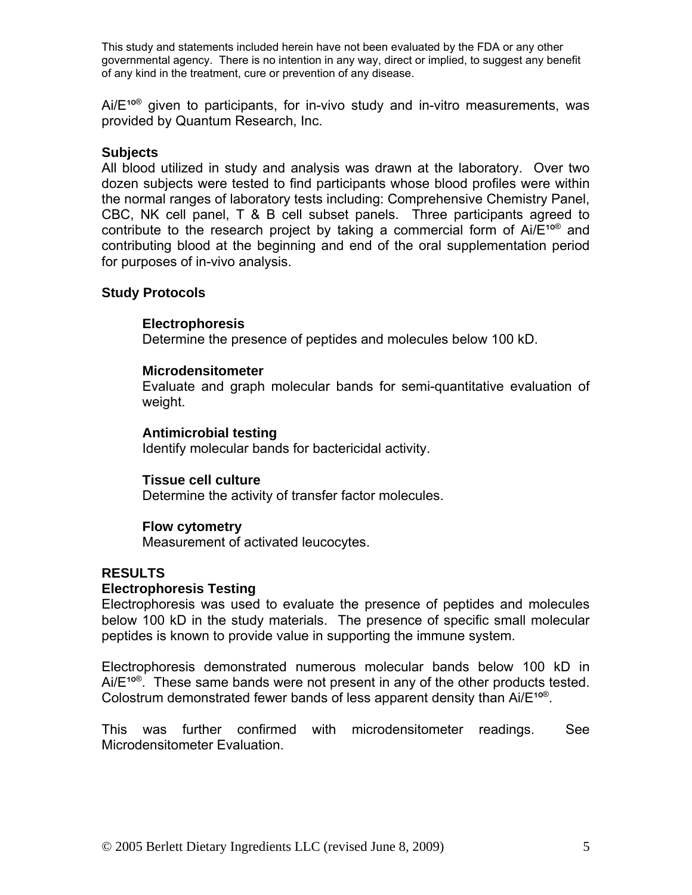This study and statements included herein have not been evaluated by the FDA or any other governmental agency. There is no intention in any way, direct or implied, to suggest any benefit of any kind in the treatment, cure or prevention of any disease.

Ai/E¹⁰® given to participants, for in-vivo study and in-vitro measurements, was provided by Quantum Research, Inc.

### Subjects

All blood utilized in study and analysis was drawn at the laboratory. Over two dozen subjects were tested to find participants whose blood profiles were within the normal ranges of laboratory tests including: Comprehensive Chemistry Panel, CBC, NK cell panel, T & B cell subset panels. Three participants agreed to contribute to the research project by taking a commercial form of Ai/E¹⁰® and contributing blood at the beginning and end of the oral supplementation period for purposes of in-vivo analysis.

### Study Protocols

**Electrophoresis**
Determine the presence of peptides and molecules below 100 kD.

**Microdensitometer**
Evaluate and graph molecular bands for semi-quantitative evaluation of weight.

**Antimicrobial testing**
Identify molecular bands for bactericidal activity.

**Tissue cell culture**
Determine the activity of transfer factor molecules.

**Flow cytometry**
Measurement of activated leucocytes.

## RESULTS

### Electrophoresis Testing

Electrophoresis was used to evaluate the presence of peptides and molecules below 100 kD in the study materials. The presence of specific small molecular peptides is known to provide value in supporting the immune system.

Electrophoresis demonstrated numerous molecular bands below 100 kD in Ai/E¹⁰®. These same bands were not present in any of the other products tested. Colostrum demonstrated fewer bands of less apparent density than Ai/E¹⁰®.

This was further confirmed with microdensitometer readings. See Microdensitometer Evaluation.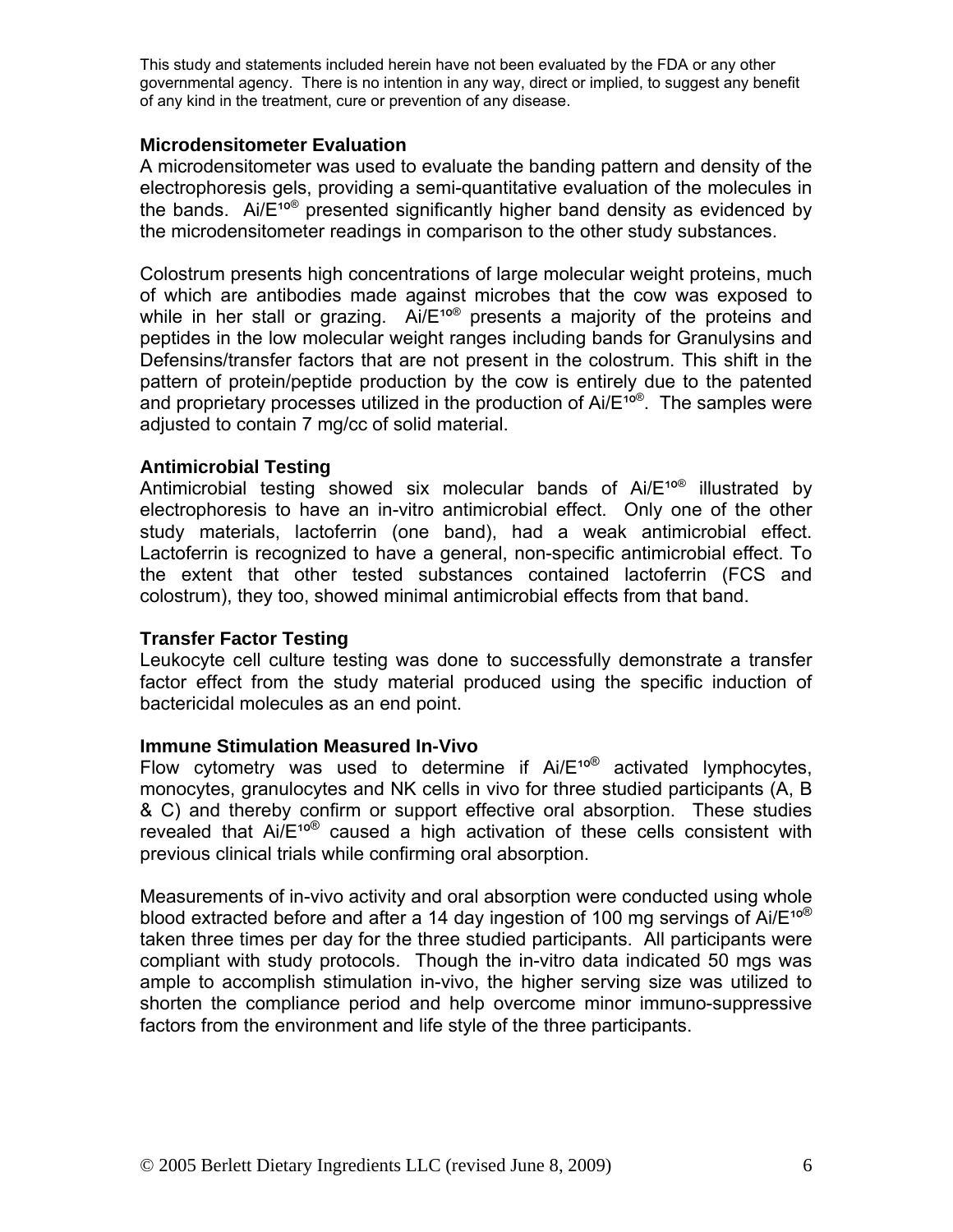This study and statements included herein have not been evaluated by the FDA or any other governmental agency. There is no intention in any way, direct or implied, to suggest any benefit of any kind in the treatment, cure or prevention of any disease.

**Microdensitometer Evaluation**

A microdensitometer was used to evaluate the banding pattern and density of the electrophoresis gels, providing a semi-quantitative evaluation of the molecules in the bands. Ai/E¹º® presented significantly higher band density as evidenced by the microdensitometer readings in comparison to the other study substances.

Colostrum presents high concentrations of large molecular weight proteins, much of which are antibodies made against microbes that the cow was exposed to while in her stall or grazing. Ai/E¹º® presents a majority of the proteins and peptides in the low molecular weight ranges including bands for Granulysins and Defensins/transfer factors that are not present in the colostrum. This shift in the pattern of protein/peptide production by the cow is entirely due to the patented and proprietary processes utilized in the production of Ai/E¹º®. The samples were adjusted to contain 7 mg/cc of solid material.

**Antimicrobial Testing**

Antimicrobial testing showed six molecular bands of Ai/E¹º® illustrated by electrophoresis to have an in-vitro antimicrobial effect. Only one of the other study materials, lactoferrin (one band), had a weak antimicrobial effect. Lactoferrin is recognized to have a general, non-specific antimicrobial effect. To the extent that other tested substances contained lactoferrin (FCS and colostrum), they too, showed minimal antimicrobial effects from that band.

**Transfer Factor Testing**

Leukocyte cell culture testing was done to successfully demonstrate a transfer factor effect from the study material produced using the specific induction of bactericidal molecules as an end point.

**Immune Stimulation Measured In-Vivo**

Flow cytometry was used to determine if Ai/E¹º® activated lymphocytes, monocytes, granulocytes and NK cells in vivo for three studied participants (A, B & C) and thereby confirm or support effective oral absorption. These studies revealed that Ai/E¹º® caused a high activation of these cells consistent with previous clinical trials while confirming oral absorption.

Measurements of in-vivo activity and oral absorption were conducted using whole blood extracted before and after a 14 day ingestion of 100 mg servings of Ai/E¹º® taken three times per day for the three studied participants. All participants were compliant with study protocols. Though the in-vitro data indicated 50 mgs was ample to accomplish stimulation in-vivo, the higher serving size was utilized to shorten the compliance period and help overcome minor immuno-suppressive factors from the environment and life style of the three participants.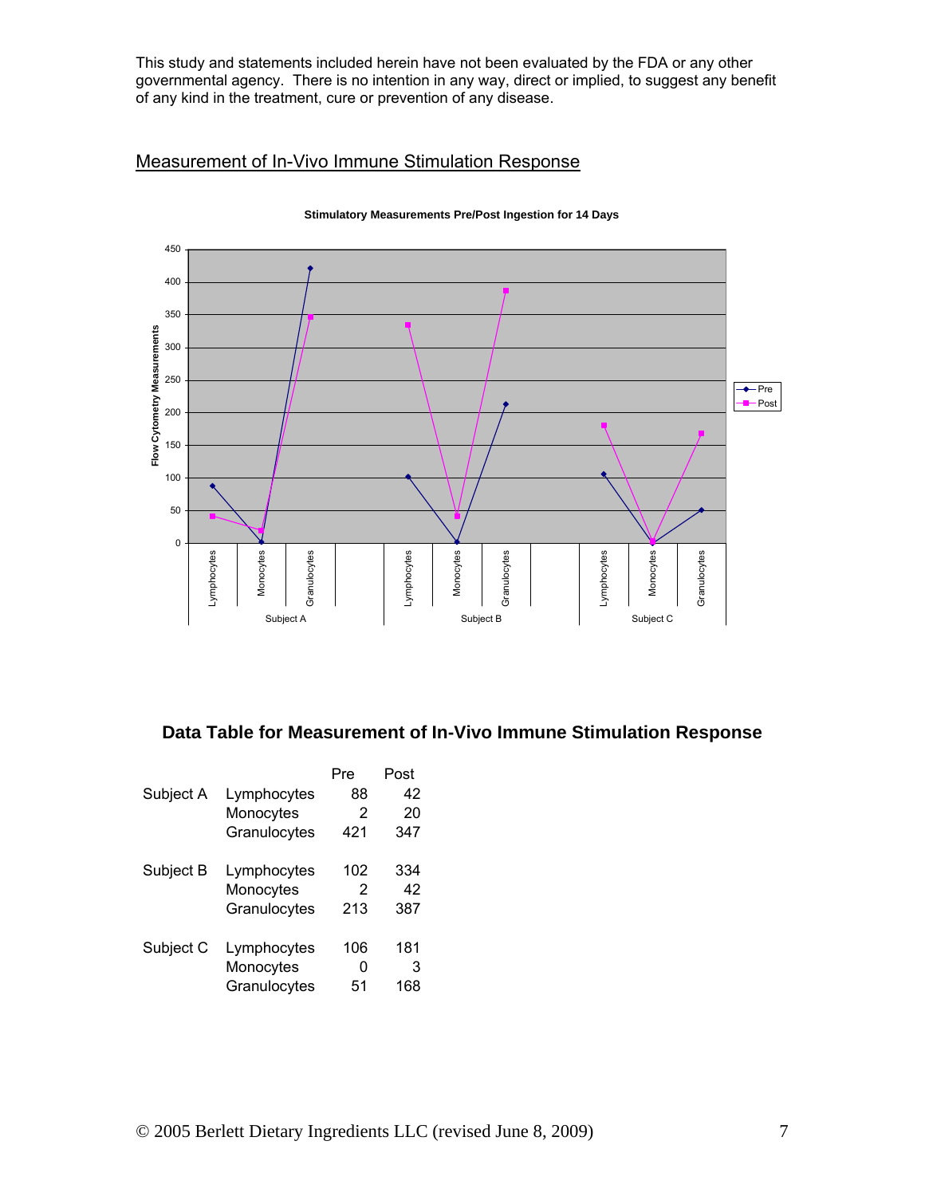This study and statements included herein have not been evaluated by the FDA or any other governmental agency. There is no intention in any way, direct or implied, to suggest any benefit of any kind in the treatment, cure or prevention of any disease.

## Measurement of In-Vivo Immune Stimulation Response

**Stimulatory Measurements Pre/Post Ingestion for 14 Days**

### Data Table for Measurement of In-Vivo Immune Stimulation Response

| | | Pre | Post |
|---|---|---|---|
| Subject A | Lymphocytes | 88 | 42 |
| | Monocytes | 2 | 20 |
| | Granulocytes | 421 | 347 |
| Subject B | Lymphocytes | 102 | 334 |
| | Monocytes | 2 | 42 |
| | Granulocytes | 213 | 387 |
| Subject C | Lymphocytes | 106 | 181 |
| | Monocytes | 0 | 3 |
| | Granulocytes | 51 | 168 |

© 2005 Berlett Dietary Ingredients LLC (revised June 8, 2009)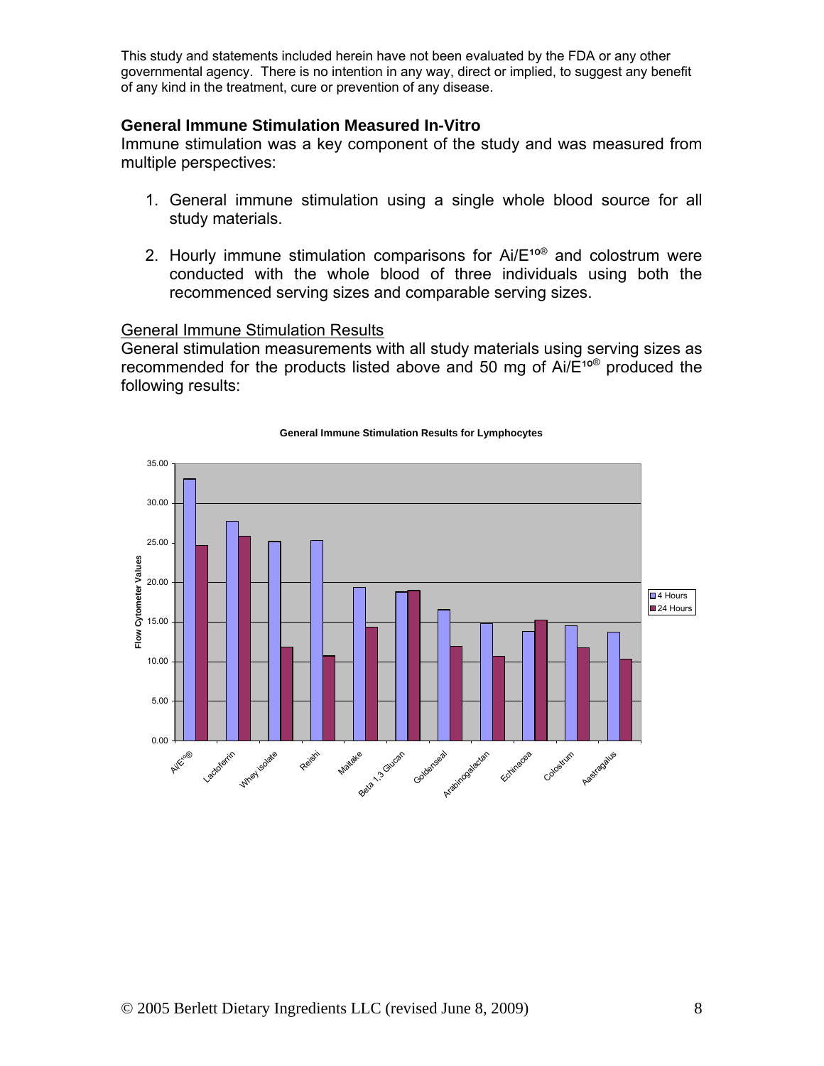This study and statements included herein have not been evaluated by the FDA or any other governmental agency. There is no intention in any way, direct or implied, to suggest any benefit of any kind in the treatment, cure or prevention of any disease.

### General Immune Stimulation Measured In-Vitro

Immune stimulation was a key component of the study and was measured from multiple perspectives:

1. General immune stimulation using a single whole blood source for all study materials.

2. Hourly immune stimulation comparisons for Ai/E¹⁰® and colostrum were conducted with the whole blood of three individuals using both the recommenced serving sizes and comparable serving sizes.

General Immune Stimulation Results

General stimulation measurements with all study materials using serving sizes as recommended for the products listed above and 50 mg of Ai/E¹⁰® produced the following results:

**General Immune Stimulation Results for Lymphocytes**

Flow Cytometer Values

| | 4 Hours | 24 Hours |
|---|---|---|
| Ai/E¹⁰® | | |
| Lactoferrin | | |
| Whey isolate | | |
| Reishi | | |
| Maitake | | |
| Beta 1,3 Glucan | | |
| Goldenseal | | |
| Arabinogalactan | | |
| Echinacea | | |
| Colostrum | | |
| Aastragalus | | |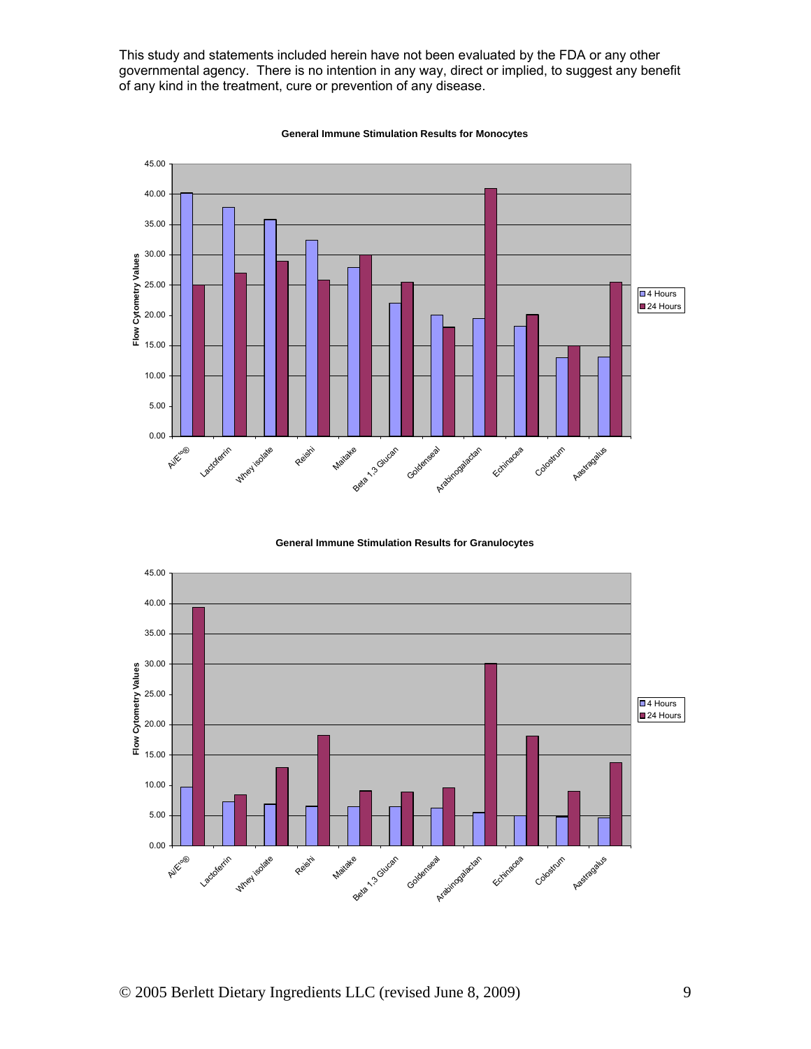This study and statements included herein have not been evaluated by the FDA or any other governmental agency. There is no intention in any way, direct or implied, to suggest any benefit of any kind in the treatment, cure or prevention of any disease.

**General Immune Stimulation Results for Monocytes**

**General Immune Stimulation Results for Granulocytes**

© 2005 Berlett Dietary Ingredients LLC (revised June 8, 2009)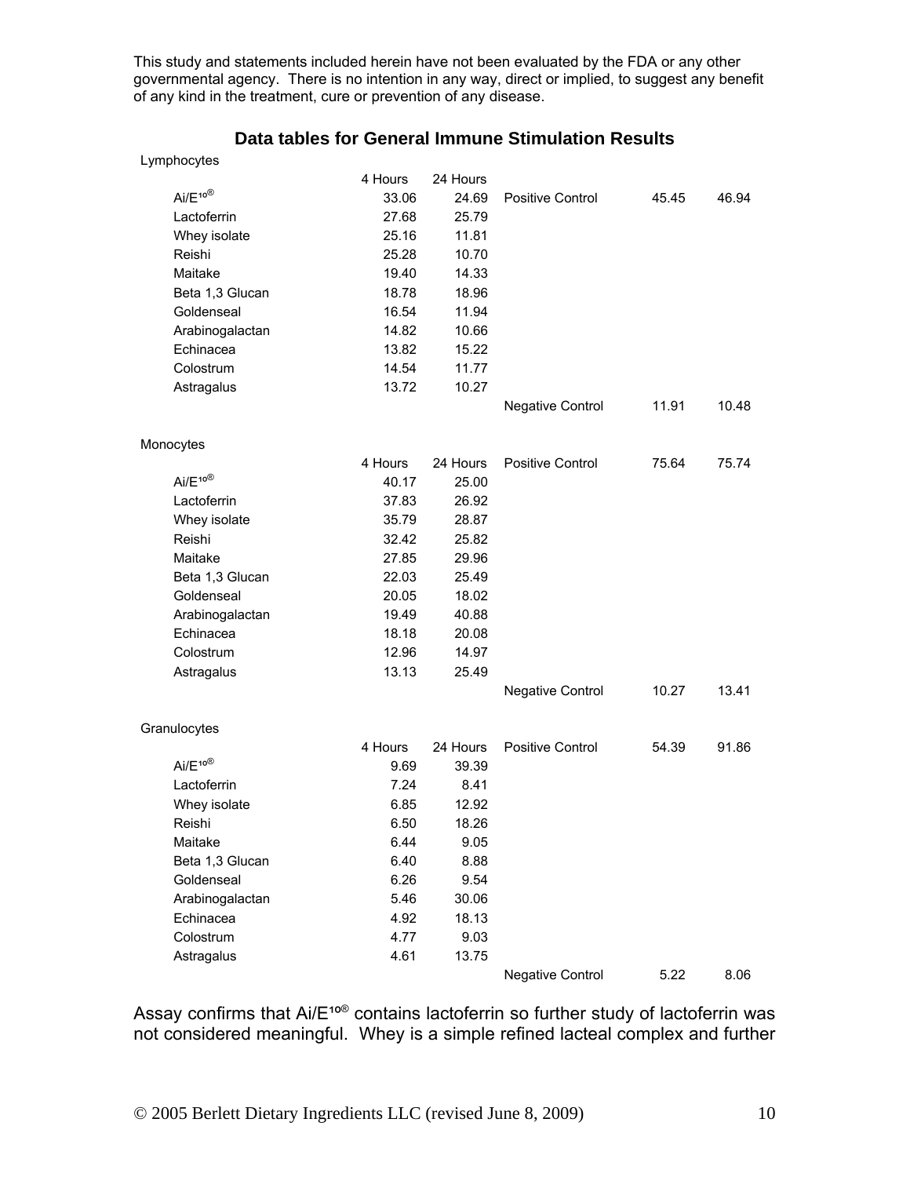This study and statements included herein have not been evaluated by the FDA or any other governmental agency. There is no intention in any way, direct or implied, to suggest any benefit of any kind in the treatment, cure or prevention of any disease.

## Data tables for General Immune Stimulation Results

**Lymphocytes**

| | 4 Hours | 24 Hours | | | |
|---|---|---|---|---|---|
| Ai/E¹⁰® | 33.06 | 24.69 | Positive Control | 45.45 | 46.94 |
| Lactoferrin | 27.68 | 25.79 | | | |
| Whey isolate | 25.16 | 11.81 | | | |
| Reishi | 25.28 | 10.70 | | | |
| Maitake | 19.40 | 14.33 | | | |
| Beta 1,3 Glucan | 18.78 | 18.96 | | | |
| Goldenseal | 16.54 | 11.94 | | | |
| Arabinogalactan | 14.82 | 10.66 | | | |
| Echinacea | 13.82 | 15.22 | | | |
| Colostrum | 14.54 | 11.77 | | | |
| Astragalus | 13.72 | 10.27 | | | |
| | | | Negative Control | 11.91 | 10.48 |

**Monocytes**

| | 4 Hours | 24 Hours | Positive Control | 75.64 | 75.74 |
|---|---|---|---|---|---|
| Ai/E¹⁰® | 40.17 | 25.00 | | | |
| Lactoferrin | 37.83 | 26.92 | | | |
| Whey isolate | 35.79 | 28.87 | | | |
| Reishi | 32.42 | 25.82 | | | |
| Maitake | 27.85 | 29.96 | | | |
| Beta 1,3 Glucan | 22.03 | 25.49 | | | |
| Goldenseal | 20.05 | 18.02 | | | |
| Arabinogalactan | 19.49 | 40.88 | | | |
| Echinacea | 18.18 | 20.08 | | | |
| Colostrum | 12.96 | 14.97 | | | |
| Astragalus | 13.13 | 25.49 | | | |
| | | | Negative Control | 10.27 | 13.41 |

**Granulocytes**

| | 4 Hours | 24 Hours | Positive Control | 54.39 | 91.86 |
|---|---|---|---|---|---|
| Ai/E¹⁰® | 9.69 | 39.39 | | | |
| Lactoferrin | 7.24 | 8.41 | | | |
| Whey isolate | 6.85 | 12.92 | | | |
| Reishi | 6.50 | 18.26 | | | |
| Maitake | 6.44 | 9.05 | | | |
| Beta 1,3 Glucan | 6.40 | 8.88 | | | |
| Goldenseal | 6.26 | 9.54 | | | |
| Arabinogalactan | 5.46 | 30.06 | | | |
| Echinacea | 4.92 | 18.13 | | | |
| Colostrum | 4.77 | 9.03 | | | |
| Astragalus | 4.61 | 13.75 | | | |
| | | | Negative Control | 5.22 | 8.06 |

Assay confirms that Ai/E¹⁰® contains lactoferrin so further study of lactoferrin was not considered meaningful. Whey is a simple refined lacteal complex and further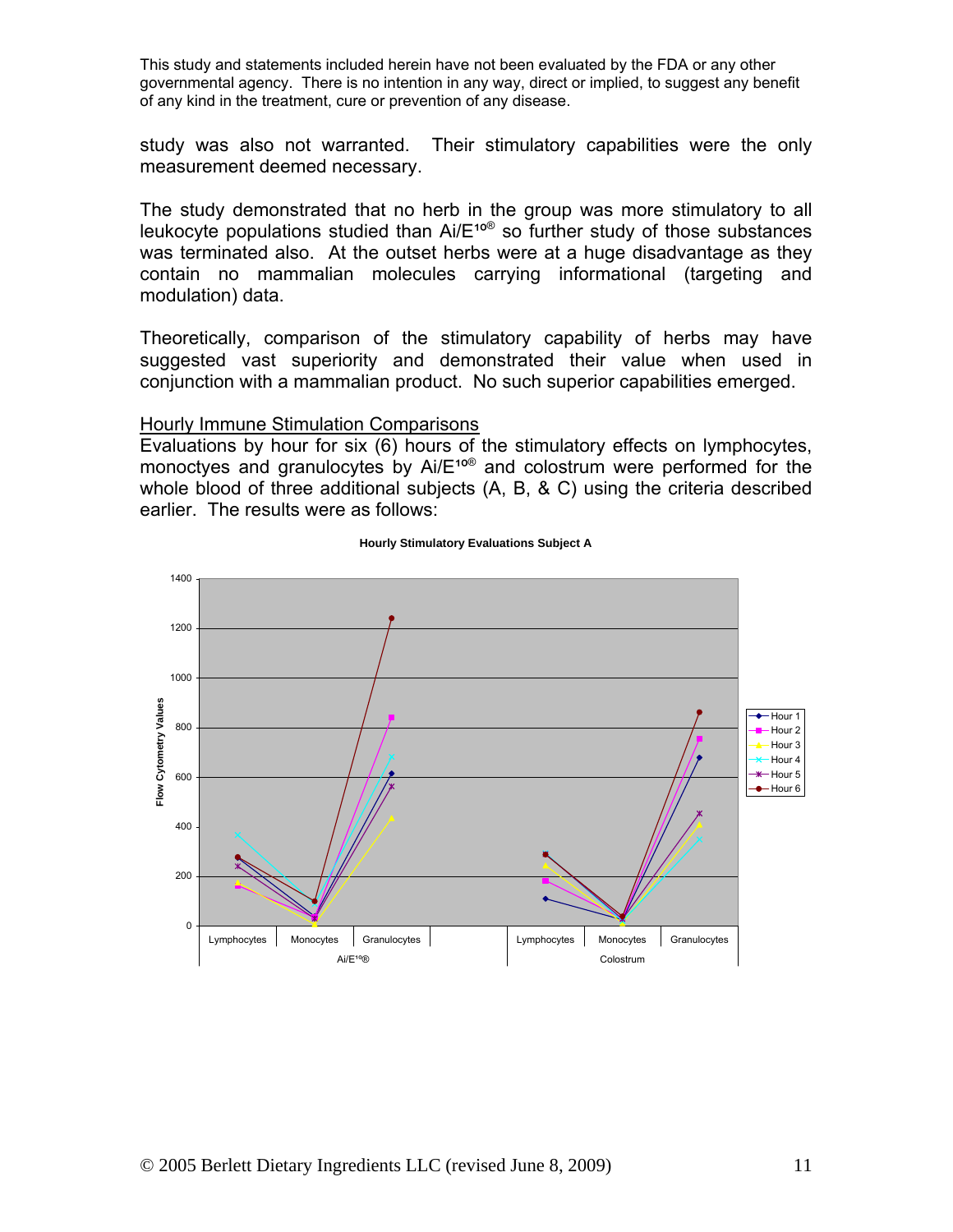This study and statements included herein have not been evaluated by the FDA or any other governmental agency. There is no intention in any way, direct or implied, to suggest any benefit of any kind in the treatment, cure or prevention of any disease.

study was also not warranted. Their stimulatory capabilities were the only measurement deemed necessary.

The study demonstrated that no herb in the group was more stimulatory to all leukocyte populations studied than Ai/E¹⁰® so further study of those substances was terminated also. At the outset herbs were at a huge disadvantage as they contain no mammalian molecules carrying informational (targeting and modulation) data.

Theoretically, comparison of the stimulatory capability of herbs may have suggested vast superiority and demonstrated their value when used in conjunction with a mammalian product. No such superior capabilities emerged.

<u>Hourly Immune Stimulation Comparisons</u>

Evaluations by hour for six (6) hours of the stimulatory effects on lymphocytes, monoctyes and granulocytes by Ai/E¹⁰® and colostrum were performed for the whole blood of three additional subjects (A, B, & C) using the criteria described earlier. The results were as follows:

**Hourly Stimulatory Evaluations Subject A**

Flow Cytometry Values (y-axis, 0–1400)

Legend: Hour 1, Hour 2, Hour 3, Hour 4, Hour 5, Hour 6

Ai/E¹⁰®: Lymphocytes, Monocytes, Granulocytes

Colostrum: Lymphocytes, Monocytes, Granulocytes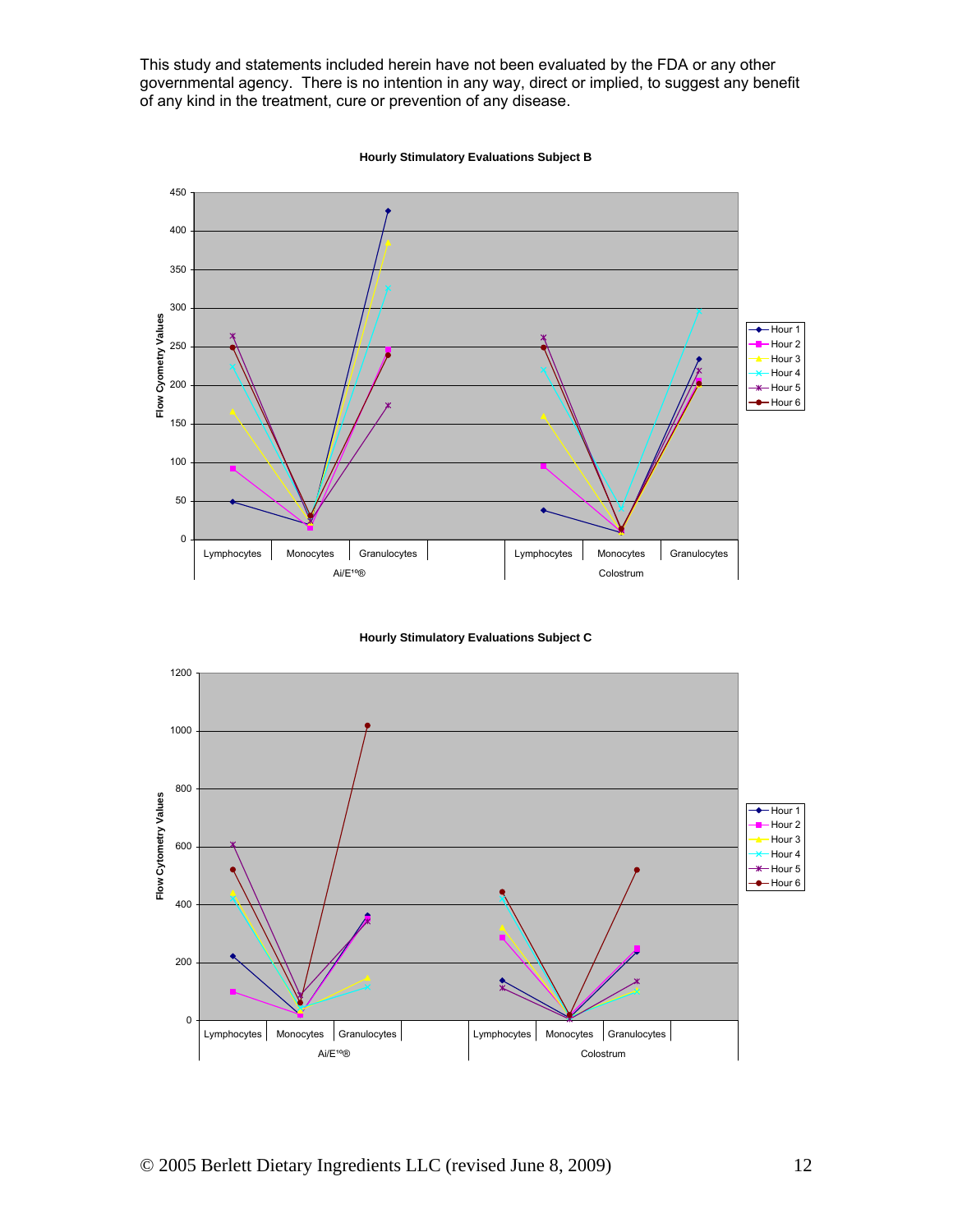This study and statements included herein have not been evaluated by the FDA or any other governmental agency. There is no intention in any way, direct or implied, to suggest any benefit of any kind in the treatment, cure or prevention of any disease.

**Hourly Stimulatory Evaluations Subject B**

**Hourly Stimulatory Evaluations Subject C**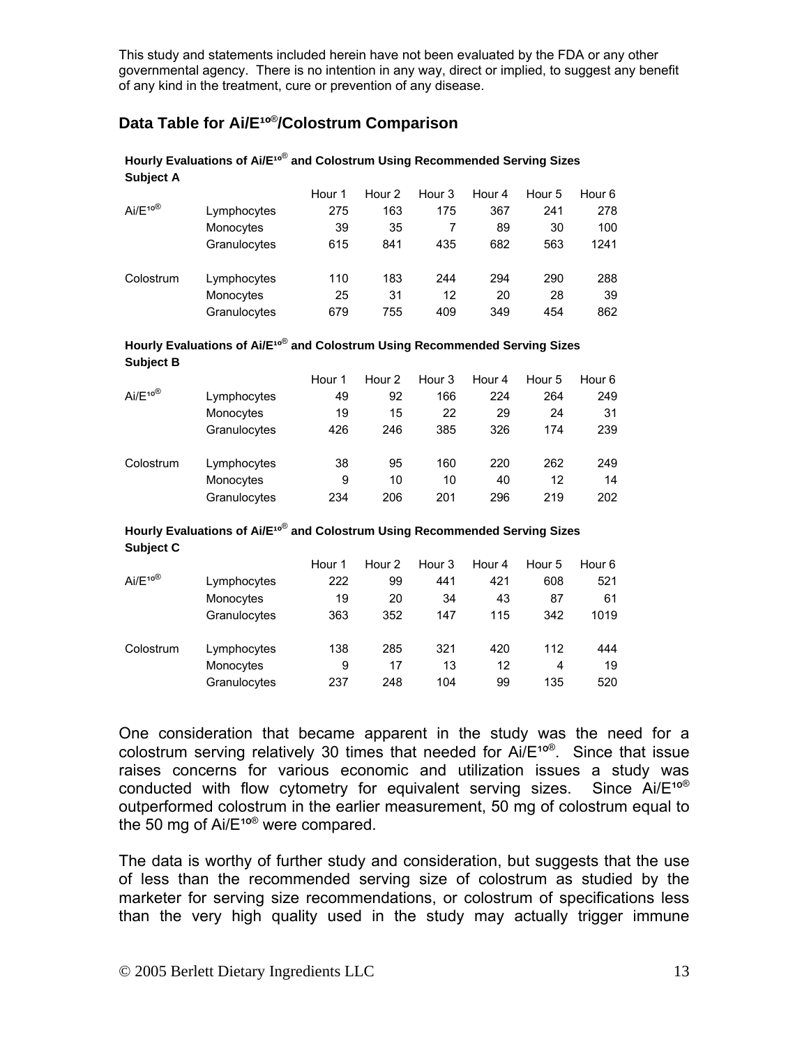This study and statements included herein have not been evaluated by the FDA or any other governmental agency. There is no intention in any way, direct or implied, to suggest any benefit of any kind in the treatment, cure or prevention of any disease.

## Data Table for Ai/E¹º®/Colostrum Comparison

**Hourly Evaluations of Ai/E¹º® and Colostrum Using Recommended Serving Sizes**
**Subject A**

| | | Hour 1 | Hour 2 | Hour 3 | Hour 4 | Hour 5 | Hour 6 |
|---|---|---|---|---|---|---|---|
| Ai/E¹º® | Lymphocytes | 275 | 163 | 175 | 367 | 241 | 278 |
| | Monocytes | 39 | 35 | 7 | 89 | 30 | 100 |
| | Granulocytes | 615 | 841 | 435 | 682 | 563 | 1241 |
| Colostrum | Lymphocytes | 110 | 183 | 244 | 294 | 290 | 288 |
| | Monocytes | 25 | 31 | 12 | 20 | 28 | 39 |
| | Granulocytes | 679 | 755 | 409 | 349 | 454 | 862 |

**Hourly Evaluations of Ai/E¹º® and Colostrum Using Recommended Serving Sizes**
**Subject B**

| | | Hour 1 | Hour 2 | Hour 3 | Hour 4 | Hour 5 | Hour 6 |
|---|---|---|---|---|---|---|---|
| Ai/E¹º® | Lymphocytes | 49 | 92 | 166 | 224 | 264 | 249 |
| | Monocytes | 19 | 15 | 22 | 29 | 24 | 31 |
| | Granulocytes | 426 | 246 | 385 | 326 | 174 | 239 |
| Colostrum | Lymphocytes | 38 | 95 | 160 | 220 | 262 | 249 |
| | Monocytes | 9 | 10 | 10 | 40 | 12 | 14 |
| | Granulocytes | 234 | 206 | 201 | 296 | 219 | 202 |

**Hourly Evaluations of Ai/E¹º® and Colostrum Using Recommended Serving Sizes**
**Subject C**

| | | Hour 1 | Hour 2 | Hour 3 | Hour 4 | Hour 5 | Hour 6 |
|---|---|---|---|---|---|---|---|
| Ai/E¹º® | Lymphocytes | 222 | 99 | 441 | 421 | 608 | 521 |
| | Monocytes | 19 | 20 | 34 | 43 | 87 | 61 |
| | Granulocytes | 363 | 352 | 147 | 115 | 342 | 1019 |
| Colostrum | Lymphocytes | 138 | 285 | 321 | 420 | 112 | 444 |
| | Monocytes | 9 | 17 | 13 | 12 | 4 | 19 |
| | Granulocytes | 237 | 248 | 104 | 99 | 135 | 520 |

One consideration that became apparent in the study was the need for a colostrum serving relatively 30 times that needed for Ai/E¹º®. Since that issue raises concerns for various economic and utilization issues a study was conducted with flow cytometry for equivalent serving sizes. Since Ai/E¹º® outperformed colostrum in the earlier measurement, 50 mg of colostrum equal to the 50 mg of Ai/E¹º® were compared.

The data is worthy of further study and consideration, but suggests that the use of less than the recommended serving size of colostrum as studied by the marketer for serving size recommendations, or colostrum of specifications less than the very high quality used in the study may actually trigger immune

© 2005 Berlett Dietary Ingredients LLC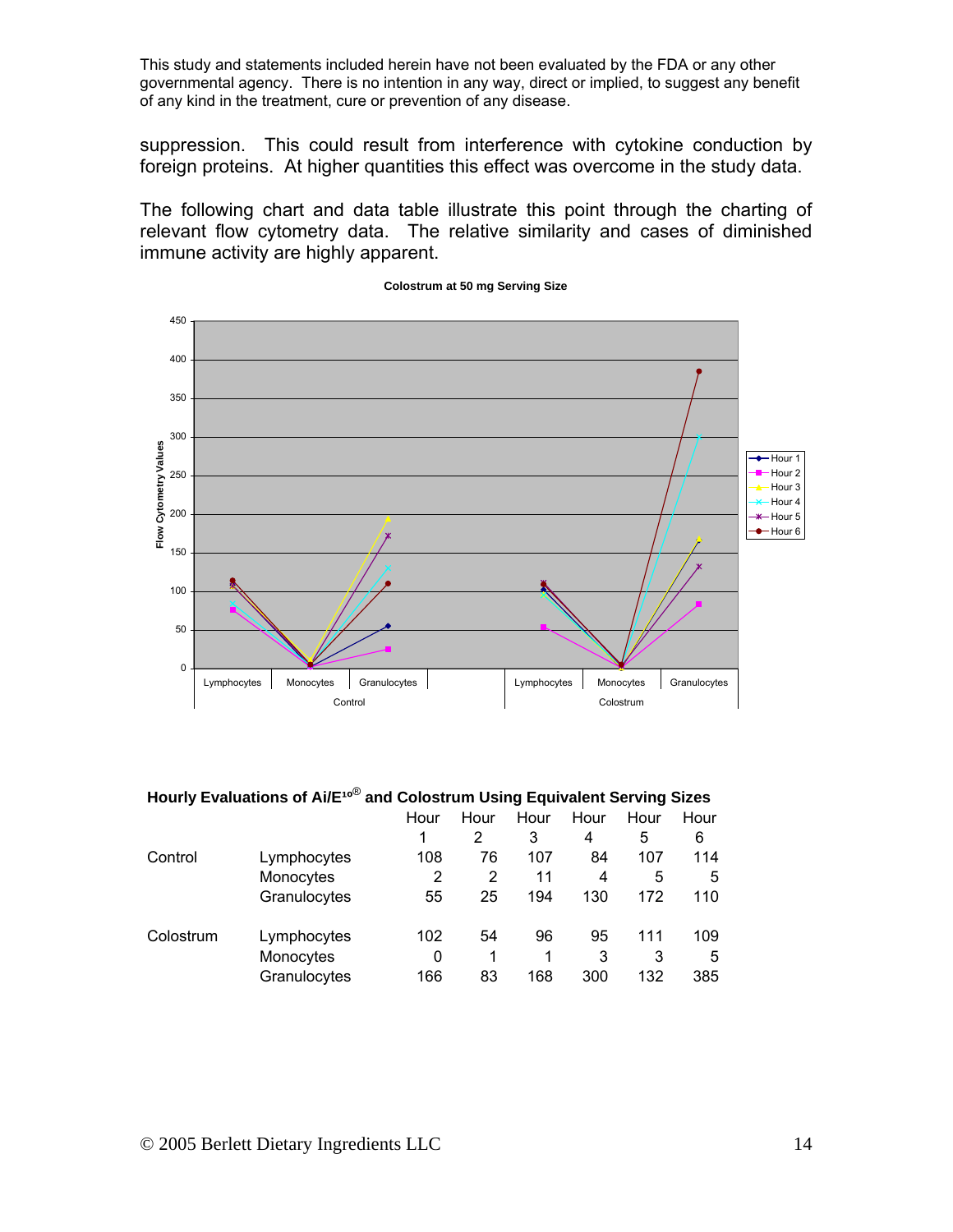This study and statements included herein have not been evaluated by the FDA or any other governmental agency. There is no intention in any way, direct or implied, to suggest any benefit of any kind in the treatment, cure or prevention of any disease.

suppression. This could result from interference with cytokine conduction by foreign proteins. At higher quantities this effect was overcome in the study data.

The following chart and data table illustrate this point through the charting of relevant flow cytometry data. The relative similarity and cases of diminished immune activity are highly apparent.

**Colostrum at 50 mg Serving Size**

**Hourly Evaluations of Ai/E¹⁰® and Colostrum Using Equivalent Serving Sizes**

| | | Hour 1 | Hour 2 | Hour 3 | Hour 4 | Hour 5 | Hour 6 |
|---|---|---|---|---|---|---|---|
| Control | Lymphocytes | 108 | 76 | 107 | 84 | 107 | 114 |
| | Monocytes | 2 | 2 | 11 | 4 | 5 | 5 |
| | Granulocytes | 55 | 25 | 194 | 130 | 172 | 110 |
| Colostrum | Lymphocytes | 102 | 54 | 96 | 95 | 111 | 109 |
| | Monocytes | 0 | 1 | 1 | 3 | 3 | 5 |
| | Granulocytes | 166 | 83 | 168 | 300 | 132 | 385 |

© 2005 Berlett Dietary Ingredients LLC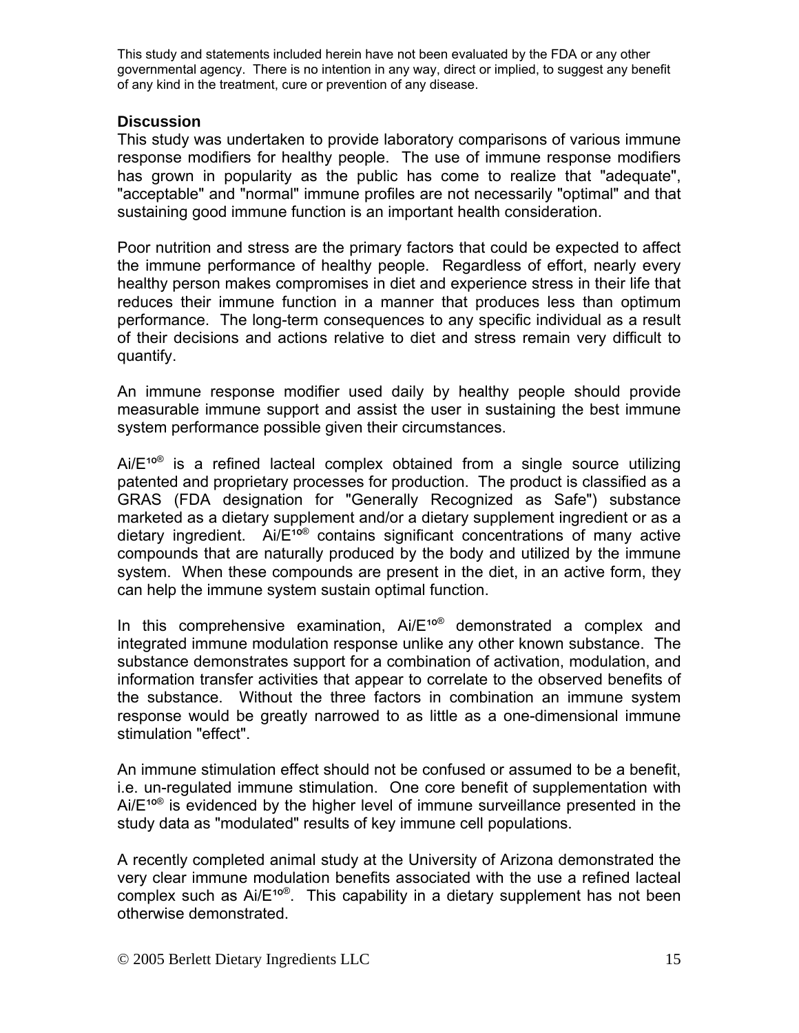### Discussion

This study was undertaken to provide laboratory comparisons of various immune response modifiers for healthy people. The use of immune response modifiers has grown in popularity as the public has come to realize that "adequate", "acceptable" and "normal" immune profiles are not necessarily "optimal" and that sustaining good immune function is an important health consideration.

Poor nutrition and stress are the primary factors that could be expected to affect the immune performance of healthy people. Regardless of effort, nearly every healthy person makes compromises in diet and experience stress in their life that reduces their immune function in a manner that produces less than optimum performance. The long-term consequences to any specific individual as a result of their decisions and actions relative to diet and stress remain very difficult to quantify.

An immune response modifier used daily by healthy people should provide measurable immune support and assist the user in sustaining the best immune system performance possible given their circumstances.

Ai/E$^{10}$® is a refined lacteal complex obtained from a single source utilizing patented and proprietary processes for production. The product is classified as a GRAS (FDA designation for "Generally Recognized as Safe") substance marketed as a dietary supplement and/or a dietary supplement ingredient or as a dietary ingredient. Ai/E$^{10}$® contains significant concentrations of many active compounds that are naturally produced by the body and utilized by the immune system. When these compounds are present in the diet, in an active form, they can help the immune system sustain optimal function.

In this comprehensive examination, Ai/E$^{10}$® demonstrated a complex and integrated immune modulation response unlike any other known substance. The substance demonstrates support for a combination of activation, modulation, and information transfer activities that appear to correlate to the observed benefits of the substance. Without the three factors in combination an immune system response would be greatly narrowed to as little as a one-dimensional immune stimulation "effect".

An immune stimulation effect should not be confused or assumed to be a benefit, i.e. un-regulated immune stimulation. One core benefit of supplementation with Ai/E$^{10}$® is evidenced by the higher level of immune surveillance presented in the study data as "modulated" results of key immune cell populations.

A recently completed animal study at the University of Arizona demonstrated the very clear immune modulation benefits associated with the use a refined lacteal complex such as Ai/E$^{10}$®. This capability in a dietary supplement has not been otherwise demonstrated.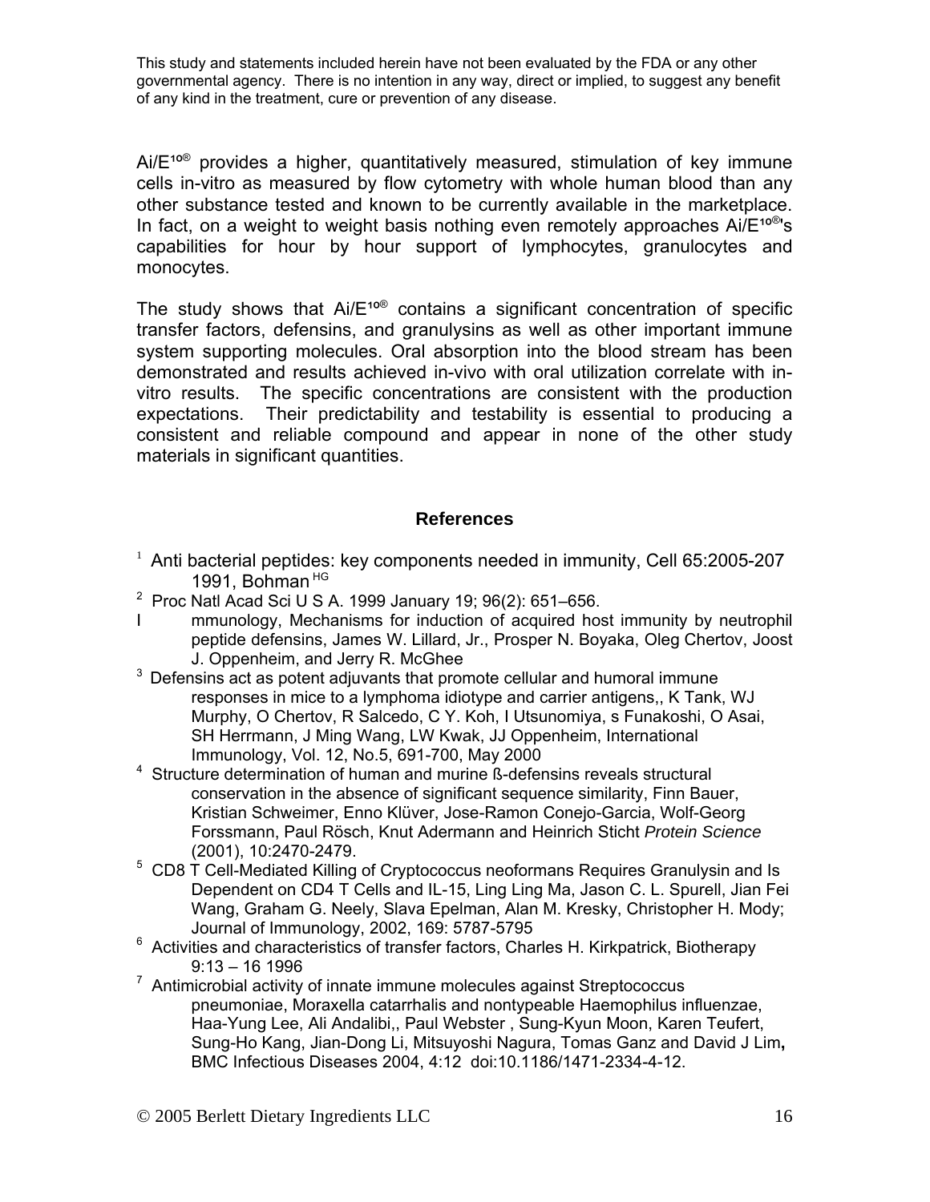This study and statements included herein have not been evaluated by the FDA or any other governmental agency. There is no intention in any way, direct or implied, to suggest any benefit of any kind in the treatment, cure or prevention of any disease.

Ai/E¹⁰® provides a higher, quantitatively measured, stimulation of key immune cells in-vitro as measured by flow cytometry with whole human blood than any other substance tested and known to be currently available in the marketplace. In fact, on a weight to weight basis nothing even remotely approaches Ai/E¹⁰®'s capabilities for hour by hour support of lymphocytes, granulocytes and monocytes.

The study shows that Ai/E¹⁰® contains a significant concentration of specific transfer factors, defensins, and granulysins as well as other important immune system supporting molecules. Oral absorption into the blood stream has been demonstrated and results achieved in-vivo with oral utilization correlate with in-vitro results. The specific concentrations are consistent with the production expectations. Their predictability and testability is essential to producing a consistent and reliable compound and appear in none of the other study materials in significant quantities.

## References

[1] Anti bacterial peptides: key components needed in immunity, Cell 65:2005-207 1991, Bohman [HG]

[2] Proc Natl Acad Sci U S A. 1999 January 19; 96(2): 651–656.

I mmunology, Mechanisms for induction of acquired host immunity by neutrophil peptide defensins, James W. Lillard, Jr., Prosper N. Boyaka, Oleg Chertov, Joost J. Oppenheim, and Jerry R. McGhee

[3] Defensins act as potent adjuvants that promote cellular and humoral immune responses in mice to a lymphoma idiotype and carrier antigens,, K Tank, WJ Murphy, O Chertov, R Salcedo, C Y. Koh, I Utsunomiya, s Funakoshi, O Asai, SH Herrmann, J Ming Wang, LW Kwak, JJ Oppenheim, International Immunology, Vol. 12, No.5, 691-700, May 2000

[4] Structure determination of human and murine ß-defensins reveals structural conservation in the absence of significant sequence similarity, Finn Bauer, Kristian Schweimer, Enno Klüver, Jose-Ramon Conejo-Garcia, Wolf-Georg Forssmann, Paul Rösch, Knut Adermann and Heinrich Sticht *Protein Science* (2001), 10:2470-2479.

[5] CD8 T Cell-Mediated Killing of Cryptococcus neoformans Requires Granulysin and Is Dependent on CD4 T Cells and IL-15, Ling Ling Ma, Jason C. L. Spurell, Jian Fei Wang, Graham G. Neely, Slava Epelman, Alan M. Kresky, Christopher H. Mody; Journal of Immunology, 2002, 169: 5787-5795

[6] Activities and characteristics of transfer factors, Charles H. Kirkpatrick, Biotherapy 9:13 – 16 1996

[7] Antimicrobial activity of innate immune molecules against Streptococcus pneumoniae, Moraxella catarrhalis and nontypeable Haemophilus influenzae, Haa-Yung Lee, Ali Andalibi,, Paul Webster , Sung-Kyun Moon, Karen Teufert, Sung-Ho Kang, Jian-Dong Li, Mitsuyoshi Nagura, Tomas Ganz and David J Lim**,** BMC Infectious Diseases 2004, 4:12 doi:10.1186/1471-2334-4-12.

© 2005 Berlett Dietary Ingredients LLC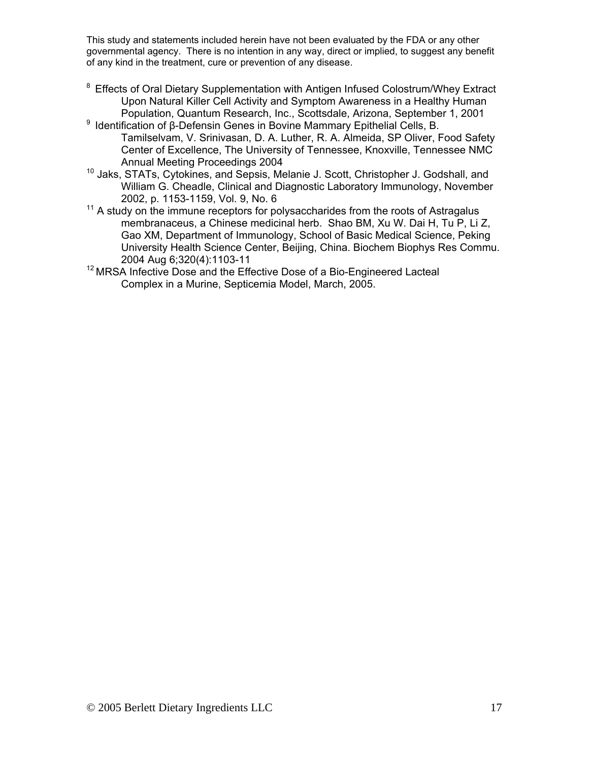This study and statements included herein have not been evaluated by the FDA or any other governmental agency. There is no intention in any way, direct or implied, to suggest any benefit of any kind in the treatment, cure or prevention of any disease.

[8] Effects of Oral Dietary Supplementation with Antigen Infused Colostrum/Whey Extract Upon Natural Killer Cell Activity and Symptom Awareness in a Healthy Human Population, Quantum Research, Inc., Scottsdale, Arizona, September 1, 2001

[9] Identification of β-Defensin Genes in Bovine Mammary Epithelial Cells, B. Tamilselvam, V. Srinivasan, D. A. Luther, R. A. Almeida, SP Oliver, Food Safety Center of Excellence, The University of Tennessee, Knoxville, Tennessee NMC Annual Meeting Proceedings 2004

[10] Jaks, STATs, Cytokines, and Sepsis, Melanie J. Scott, Christopher J. Godshall, and William G. Cheadle, Clinical and Diagnostic Laboratory Immunology, November 2002, p. 1153-1159, Vol. 9, No. 6

[11] A study on the immune receptors for polysaccharides from the roots of Astragalus membranaceus, a Chinese medicinal herb. Shao BM, Xu W. Dai H, Tu P, Li Z, Gao XM, Department of Immunology, School of Basic Medical Science, Peking University Health Science Center, Beijing, China. Biochem Biophys Res Commu. 2004 Aug 6;320(4):1103-11

[12] MRSA Infective Dose and the Effective Dose of a Bio-Engineered Lacteal Complex in a Murine, Septicemia Model, March, 2005.

© 2005 Berlett Dietary Ingredients LLC